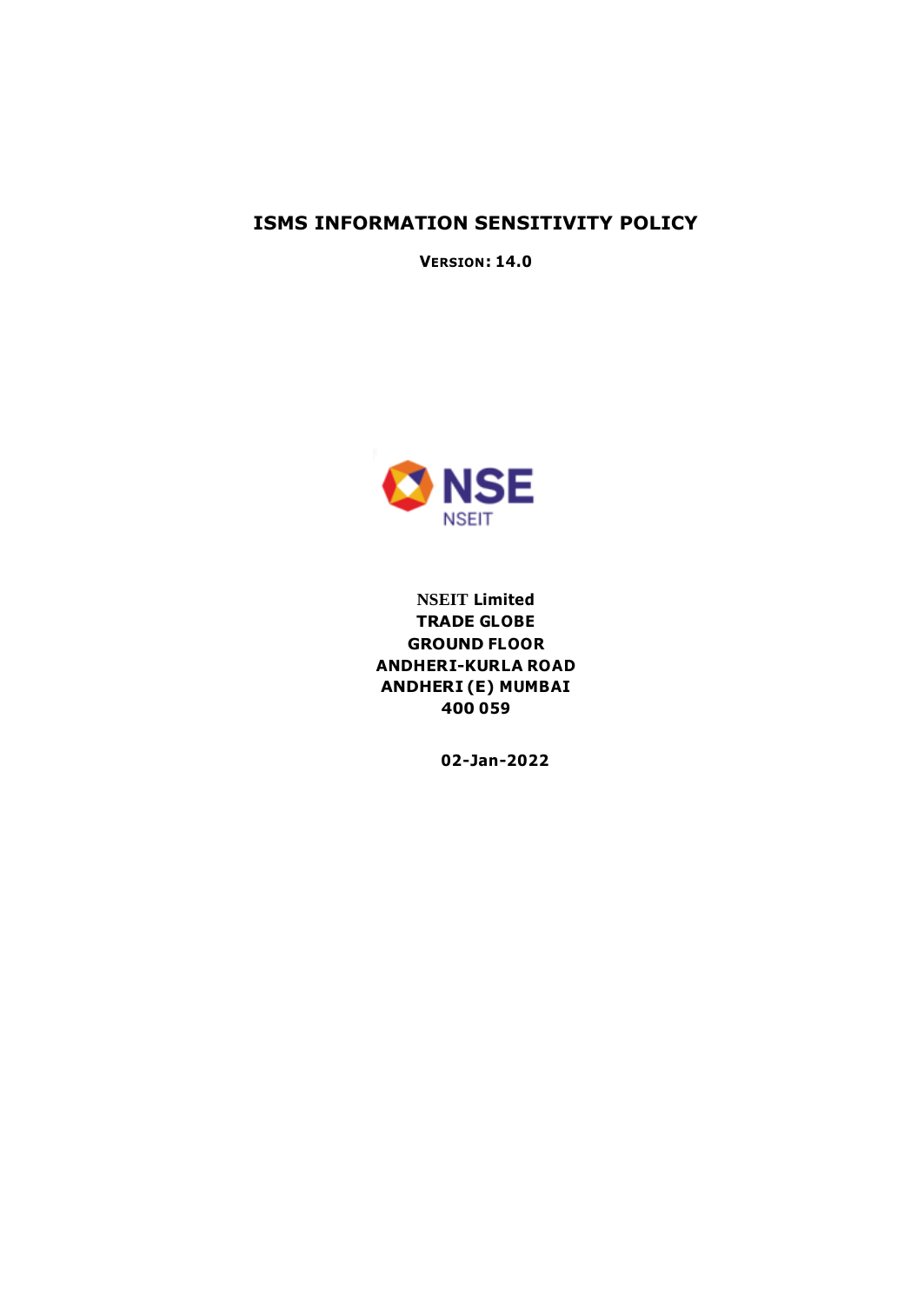# ISMS INFORMATION SENSITIVITY POLICY

**VERSION: 14.0**

**NSEIT Limited**
**TRADE GLOBE**
**GROUND FLOOR**
**ANDHERI-KURLA ROAD**
**ANDHERI (E) MUMBAI**
**400 059**

**02-Jan-2022**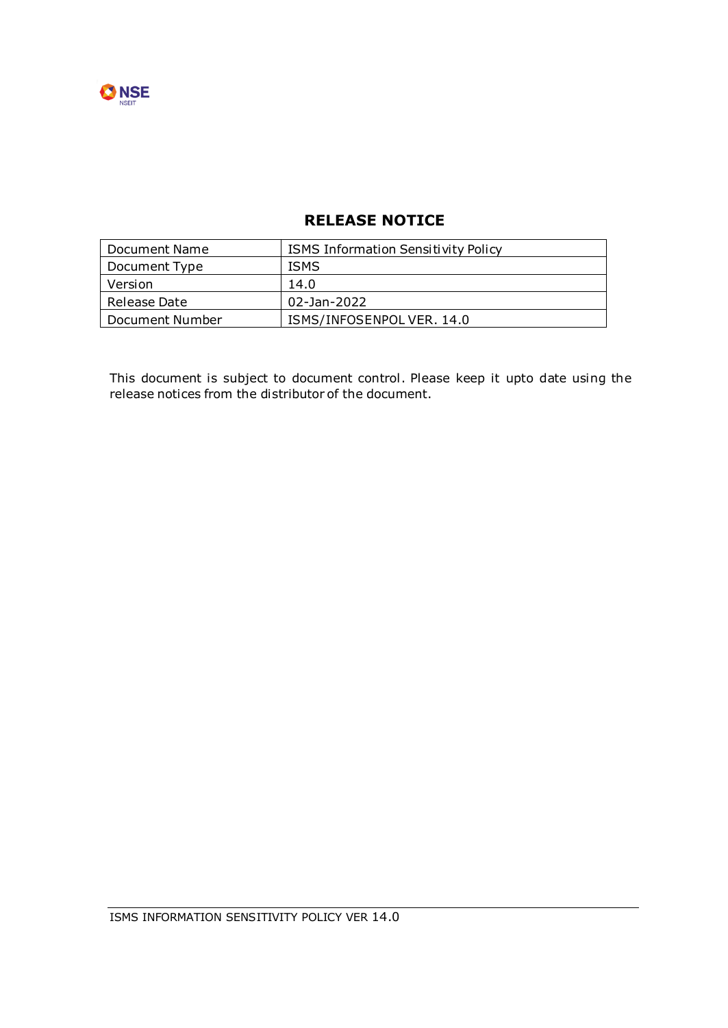## RELEASE NOTICE

| Document Name | ISMS Information Sensitivity Policy |
|---|---|
| Document Type | ISMS |
| Version | 14.0 |
| Release Date | 02-Jan-2022 |
| Document Number | ISMS/INFOSENPOL VER. 14.0 |

This document is subject to document control. Please keep it upto date using the release notices from the distributor of the document.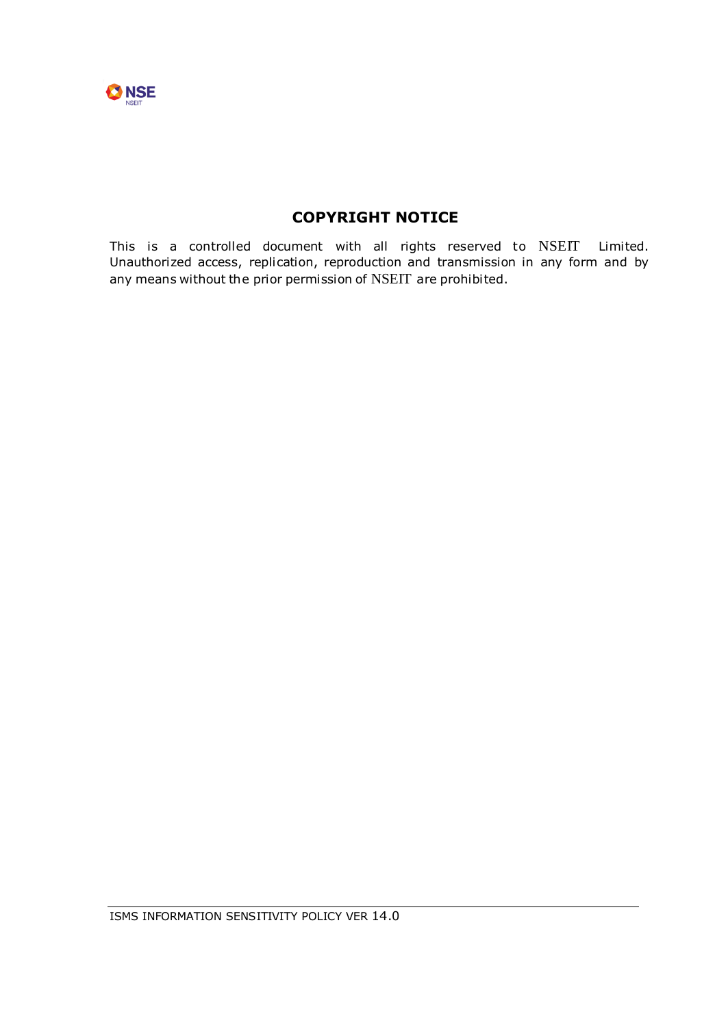## COPYRIGHT NOTICE

This is a controlled document with all rights reserved to NSEIT Limited. Unauthorized access, replication, reproduction and transmission in any form and by any means without the prior permission of NSEIT are prohibited.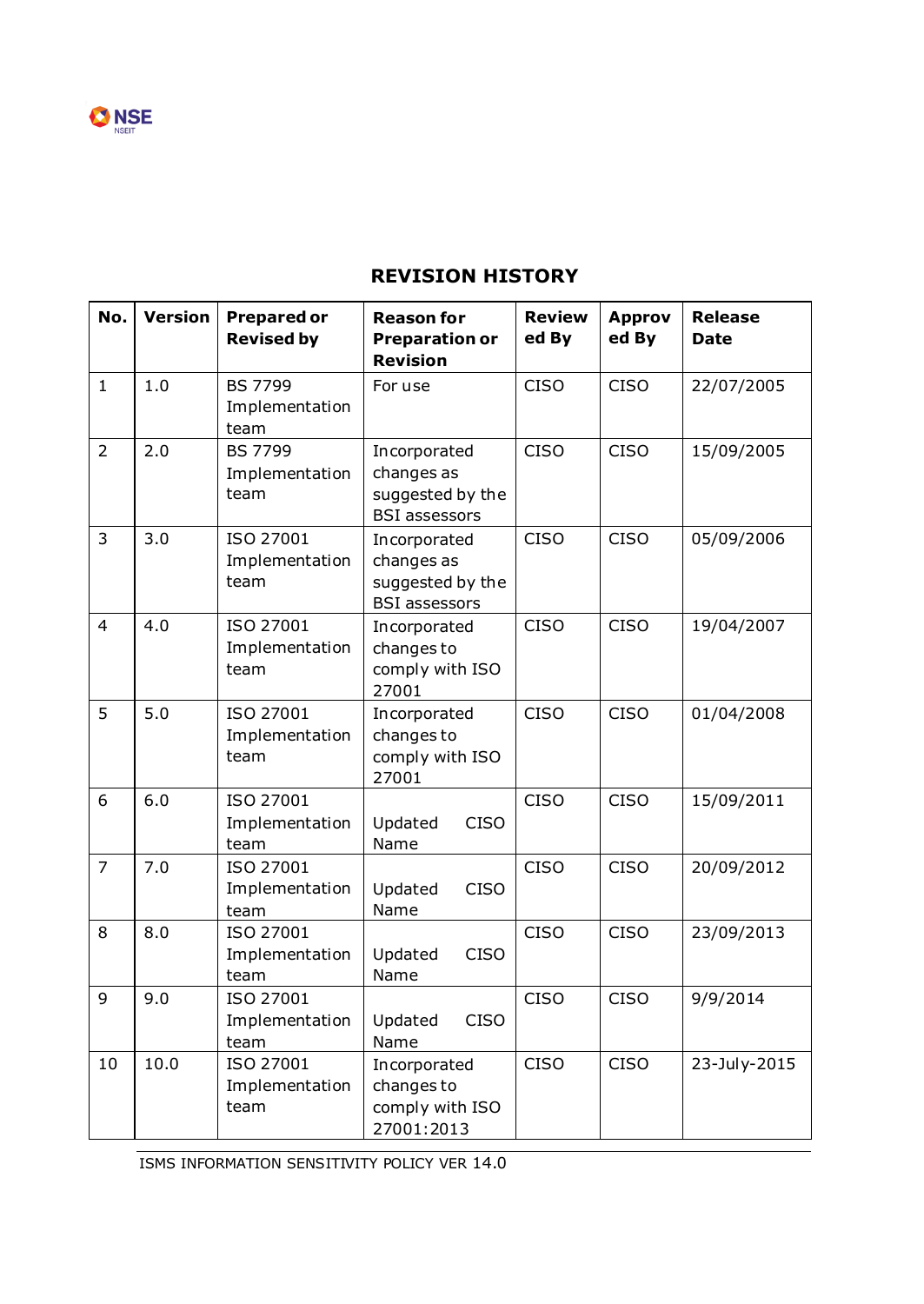## REVISION HISTORY

| No. | Version | Prepared or Revised by | Reason for Preparation or Revision | Reviewed By | Approved By | Release Date |
|---|---|---|---|---|---|---|
| 1 | 1.0 | BS 7799 Implementation team | For use | CISO | CISO | 22/07/2005 |
| 2 | 2.0 | BS 7799 Implementation team | Incorporated changes as suggested by the BSI assessors | CISO | CISO | 15/09/2005 |
| 3 | 3.0 | ISO 27001 Implementation team | Incorporated changes as suggested by the BSI assessors | CISO | CISO | 05/09/2006 |
| 4 | 4.0 | ISO 27001 Implementation team | Incorporated changes to comply with ISO 27001 | CISO | CISO | 19/04/2007 |
| 5 | 5.0 | ISO 27001 Implementation team | Incorporated changes to comply with ISO 27001 | CISO | CISO | 01/04/2008 |
| 6 | 6.0 | ISO 27001 Implementation team | Updated CISO Name | CISO | CISO | 15/09/2011 |
| 7 | 7.0 | ISO 27001 Implementation team | Updated CISO Name | CISO | CISO | 20/09/2012 |
| 8 | 8.0 | ISO 27001 Implementation team | Updated CISO Name | CISO | CISO | 23/09/2013 |
| 9 | 9.0 | ISO 27001 Implementation team | Updated CISO Name | CISO | CISO | 9/9/2014 |
| 10 | 10.0 | ISO 27001 Implementation team | Incorporated changes to comply with ISO 27001:2013 | CISO | CISO | 23-July-2015 |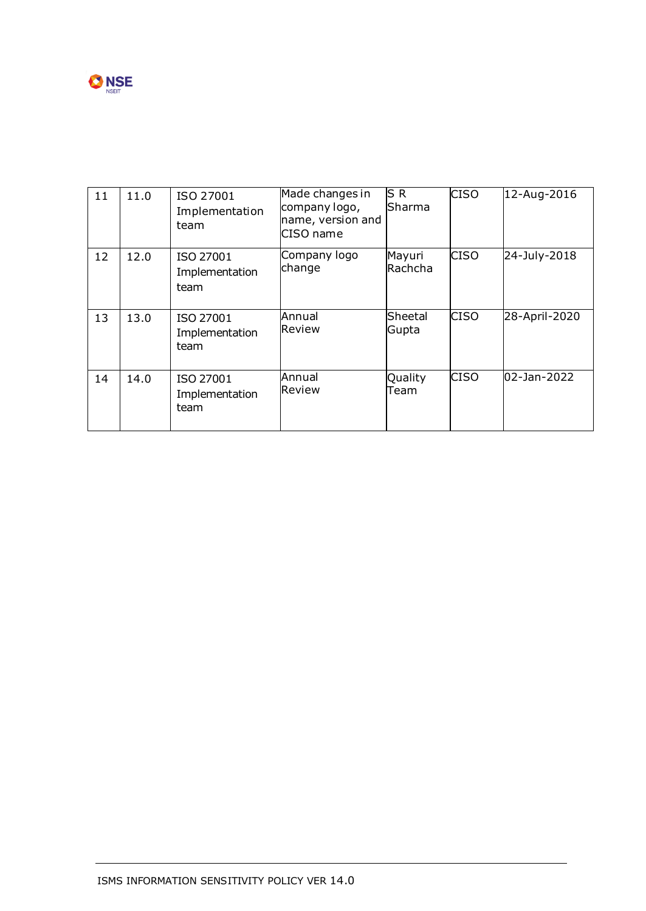| 11 | 11.0 | ISO 27001 Implementation team | Made changes in company logo, name, version and CISO name | S R Sharma | CISO | 12-Aug-2016 |
|---|---|---|---|---|---|---|
| 12 | 12.0 | ISO 27001 Implementation team | Company logo change | Mayuri Rachcha | CISO | 24-July-2018 |
| 13 | 13.0 | ISO 27001 Implementation team | Annual Review | Sheetal Gupta | CISO | 28-April-2020 |
| 14 | 14.0 | ISO 27001 Implementation team | Annual Review | Quality Team | CISO | 02-Jan-2022 |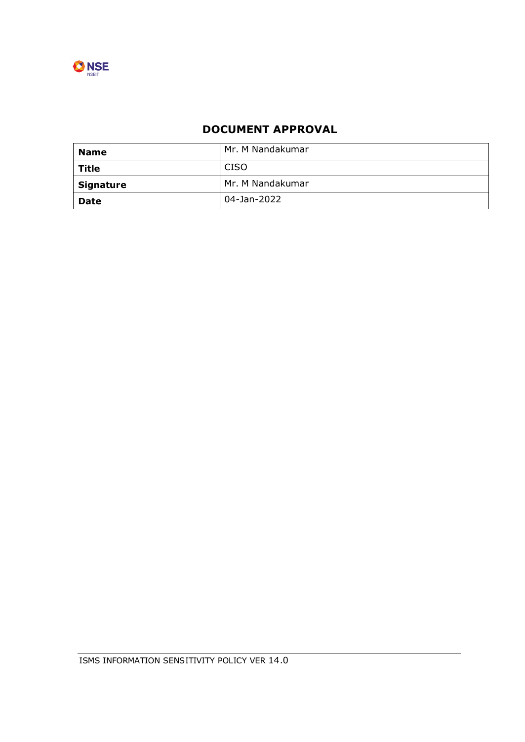## DOCUMENT APPROVAL

| **Name** | Mr. M Nandakumar |
|---|---|
| **Title** | CISO |
| **Signature** | Mr. M Nandakumar |
| **Date** | 04-Jan-2022 |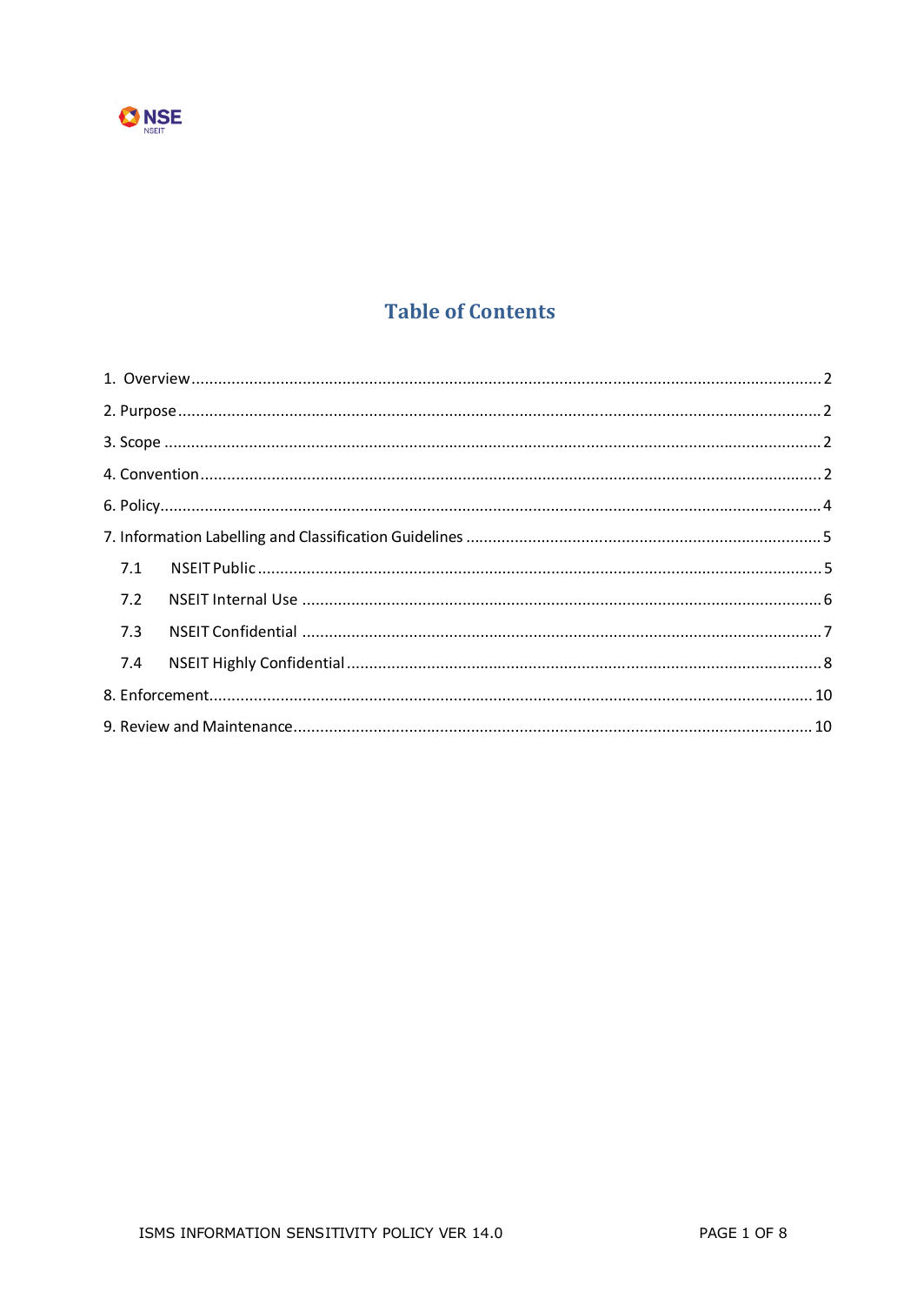# Table of Contents

1. Overview ........ 2
2. Purpose ........ 2
3. Scope ........ 2
4. Convention ........ 2
6. Policy ........ 4
7. Information Labelling and Classification Guidelines ........ 5
   - 7.1 NSEIT Public ........ 5
   - 7.2 NSEIT Internal Use ........ 6
   - 7.3 NSEIT Confidential ........ 7
   - 7.4 NSEIT Highly Confidential ........ 8
8. Enforcement ........ 10
9. Review and Maintenance ........ 10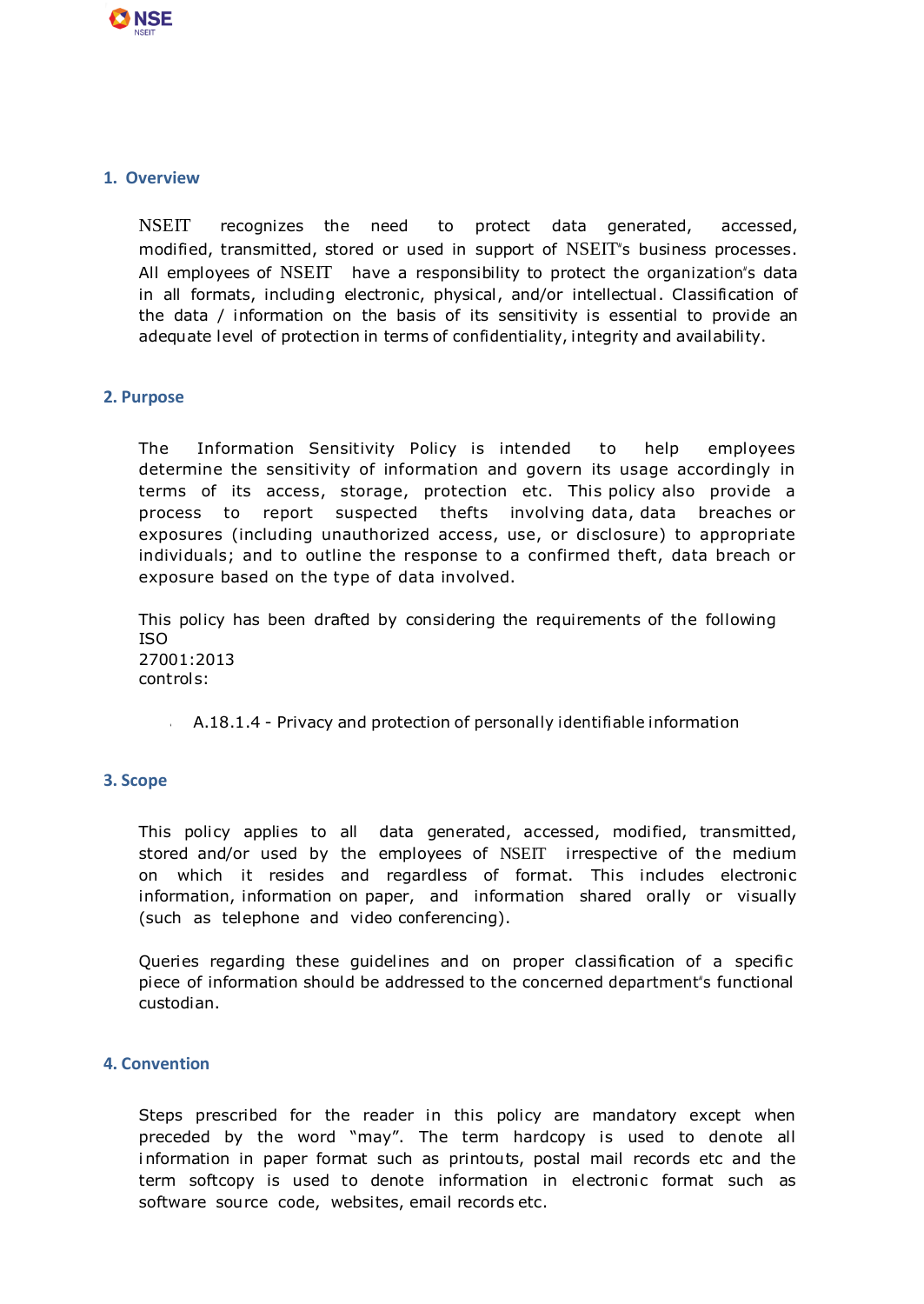## 1. Overview

NSEIT recognizes the need to protect data generated, accessed, modified, transmitted, stored or used in support of NSEIT"s business processes. All employees of NSEIT have a responsibility to protect the organization"s data in all formats, including electronic, physical, and/or intellectual. Classification of the data / information on the basis of its sensitivity is essential to provide an adequate level of protection in terms of confidentiality, integrity and availability.

## 2. Purpose

The Information Sensitivity Policy is intended to help employees determine the sensitivity of information and govern its usage accordingly in terms of its access, storage, protection etc. This policy also provide a process to report suspected thefts involving data, data breaches or exposures (including unauthorized access, use, or disclosure) to appropriate individuals; and to outline the response to a confirmed theft, data breach or exposure based on the type of data involved.

This policy has been drafted by considering the requirements of the following ISO 27001:2013 controls:

- A.18.1.4 - Privacy and protection of personally identifiable information

## 3. Scope

This policy applies to all data generated, accessed, modified, transmitted, stored and/or used by the employees of NSEIT irrespective of the medium on which it resides and regardless of format. This includes electronic information, information on paper, and information shared orally or visually (such as telephone and video conferencing).

Queries regarding these guidelines and on proper classification of a specific piece of information should be addressed to the concerned department"s functional custodian.

## 4. Convention

Steps prescribed for the reader in this policy are mandatory except when preceded by the word "may". The term hardcopy is used to denote all information in paper format such as printouts, postal mail records etc and the term softcopy is used to denote information in electronic format such as software source code, websites, email records etc.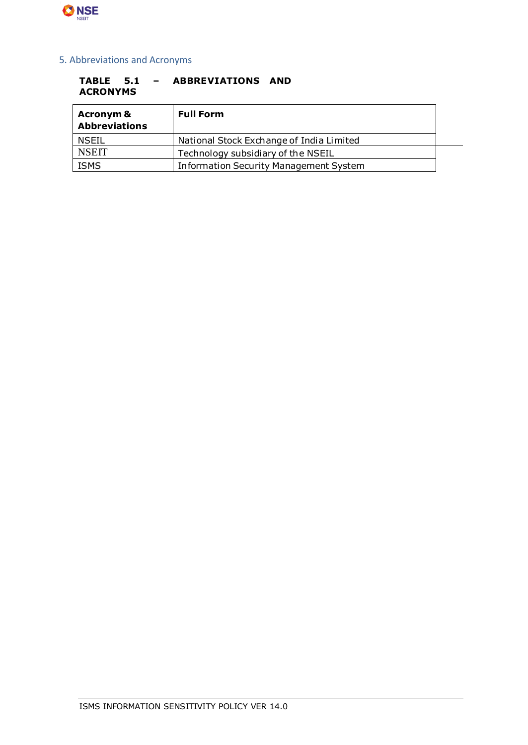## 5. Abbreviations and Acronyms

**TABLE 5.1 – ABBREVIATIONS AND ACRONYMS**

| **Acronym & Abbreviations** | **Full Form** |
| --- | --- |
| NSEIL | National Stock Exchange of India Limited |
| NSEIT | Technology subsidiary of the NSEIL |
| ISMS | Information Security Management System |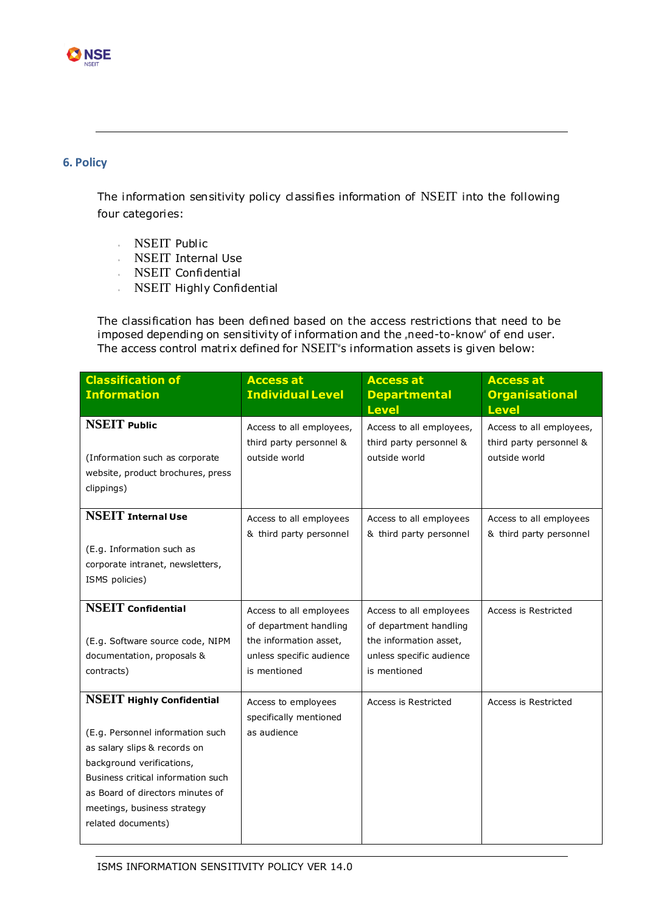## 6. Policy

The information sensitivity policy classifies information of NSEIT into the following four categories:

- NSEIT Public
- NSEIT Internal Use
- NSEIT Confidential
- NSEIT Highly Confidential

The classification has been defined based on the access restrictions that need to be imposed depending on sensitivity of information and the „need-to-know" of end user. The access control matrix defined for NSEIT"s information assets is given below:

| Classification of Information | Access at Individual Level | Access at Departmental Level | Access at Organisational Level |
|---|---|---|---|
| **NSEIT Public**<br><br>(Information such as corporate website, product brochures, press clippings) | Access to all employees, third party personnel & outside world | Access to all employees, third party personnel & outside world | Access to all employees, third party personnel & outside world |
| **NSEIT Internal Use**<br><br>(E.g. Information such as corporate intranet, newsletters, ISMS policies) | Access to all employees & third party personnel | Access to all employees & third party personnel | Access to all employees & third party personnel |
| **NSEIT Confidential**<br><br>(E.g. Software source code, NIPM documentation, proposals & contracts) | Access to all employees of department handling the information asset, unless specific audience is mentioned | Access to all employees of department handling the information asset, unless specific audience is mentioned | Access is Restricted |
| **NSEIT Highly Confidential**<br><br>(E.g. Personnel information such as salary slips & records on background verifications, Business critical information such as Board of directors minutes of meetings, business strategy related documents) | Access to employees specifically mentioned as audience | Access is Restricted | Access is Restricted |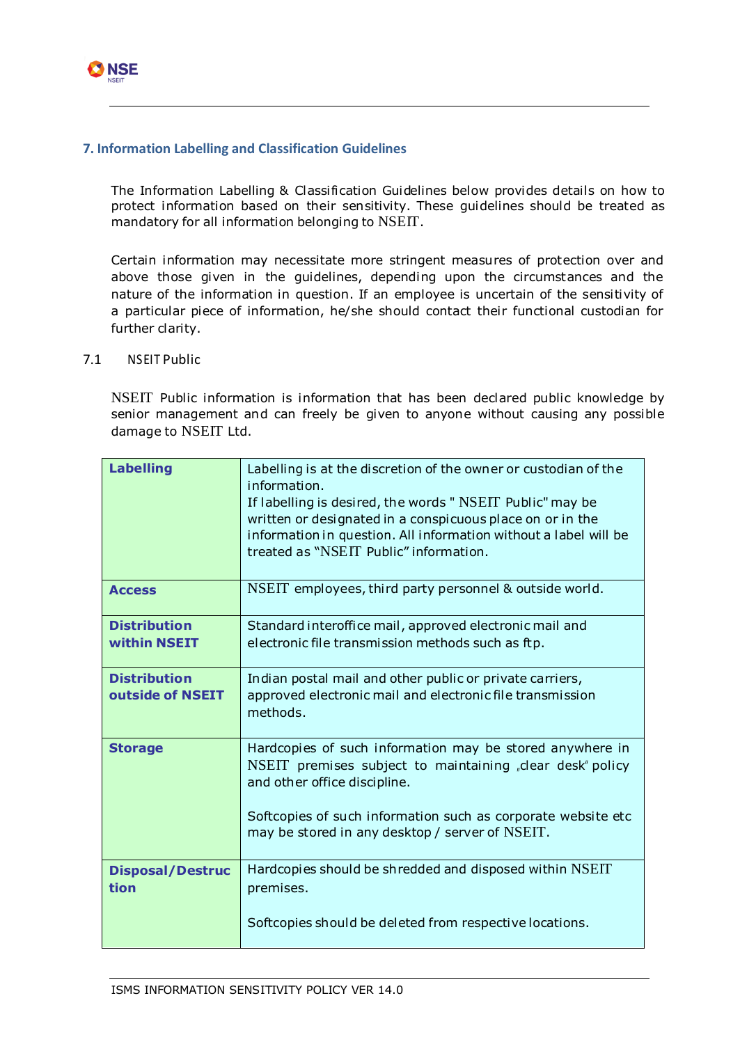## 7. Information Labelling and Classification Guidelines

The Information Labelling & Classification Guidelines below provides details on how to protect information based on their sensitivity. These guidelines should be treated as mandatory for all information belonging to NSEIT.

Certain information may necessitate more stringent measures of protection over and above those given in the guidelines, depending upon the circumstances and the nature of the information in question. If an employee is uncertain of the sensitivity of a particular piece of information, he/she should contact their functional custodian for further clarity.

### 7.1 NSEIT Public

NSEIT Public information is information that has been declared public knowledge by senior management and can freely be given to anyone without causing any possible damage to NSEIT Ltd.

| | |
|---|---|
| **Labelling** | Labelling is at the discretion of the owner or custodian of the information.<br>If labelling is desired, the words " NSEIT Public" may be written or designated in a conspicuous place on or in the information in question. All information without a label will be treated as "NSEIT Public" information. |
| **Access** | NSEIT employees, third party personnel & outside world. |
| **Distribution within NSEIT** | Standard interoffice mail, approved electronic mail and electronic file transmission methods such as ftp. |
| **Distribution outside of NSEIT** | Indian postal mail and other public or private carriers, approved electronic mail and electronic file transmission methods. |
| **Storage** | Hardcopies of such information may be stored anywhere in NSEIT premises subject to maintaining „clear desk" policy and other office discipline.<br><br>Softcopies of such information such as corporate website etc may be stored in any desktop / server of NSEIT. |
| **Disposal/Destruction** | Hardcopies should be shredded and disposed within NSEIT premises.<br><br>Softcopies should be deleted from respective locations. |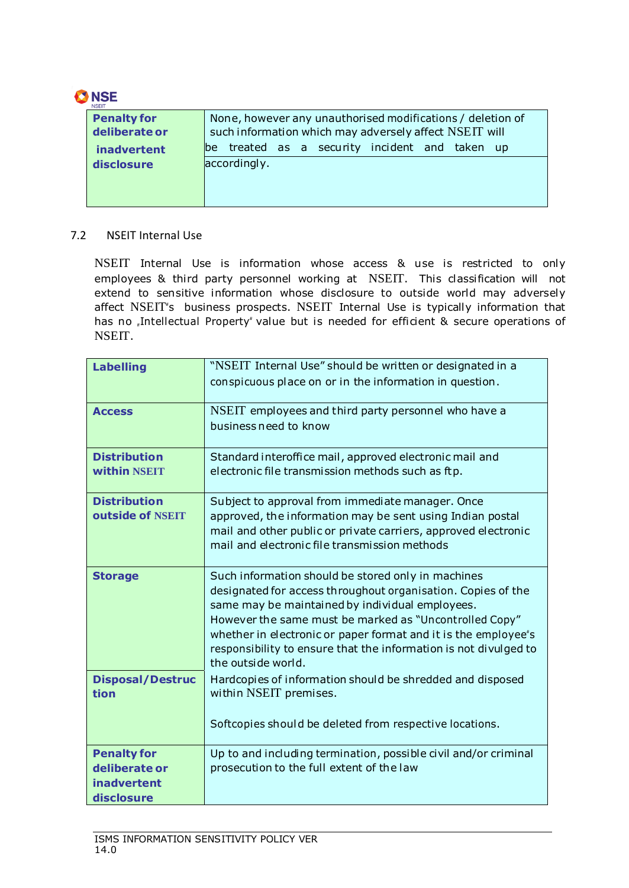| | |
|---|---|
| **Penalty for deliberate or inadvertent disclosure** | None, however any unauthorised modifications / deletion of such information which may adversely affect NSEIT will be treated as a security incident and taken up accordingly. |

7.2 NSEIT Internal Use

NSEIT Internal Use is information whose access & use is restricted to only employees & third party personnel working at NSEIT. This classification will not extend to sensitive information whose disclosure to outside world may adversely affect NSEIT"s business prospects. NSEIT Internal Use is typically information that has no „Intellectual Property" value but is needed for efficient & secure operations of NSEIT.

| | |
|---|---|
| **Labelling** | "NSEIT Internal Use" should be written or designated in a conspicuous place on or in the information in question. |
| **Access** | NSEIT employees and third party personnel who have a business need to know |
| **Distribution within NSEIT** | Standard interoffice mail, approved electronic mail and electronic file transmission methods such as ftp. |
| **Distribution outside of NSEIT** | Subject to approval from immediate manager. Once approved, the information may be sent using Indian postal mail and other public or private carriers, approved electronic mail and electronic file transmission methods |
| **Storage** | Such information should be stored only in machines designated for access throughout organisation. Copies of the same may be maintained by individual employees. However the same must be marked as "Uncontrolled Copy" whether in electronic or paper format and it is the employee"s responsibility to ensure that the information is not divulged to the outside world. |
| **Disposal/Destruction** | Hardcopies of information should be shredded and disposed within NSEIT premises.<br><br>Softcopies should be deleted from respective locations. |
| **Penalty for deliberate or inadvertent disclosure** | Up to and including termination, possible civil and/or criminal prosecution to the full extent of the law |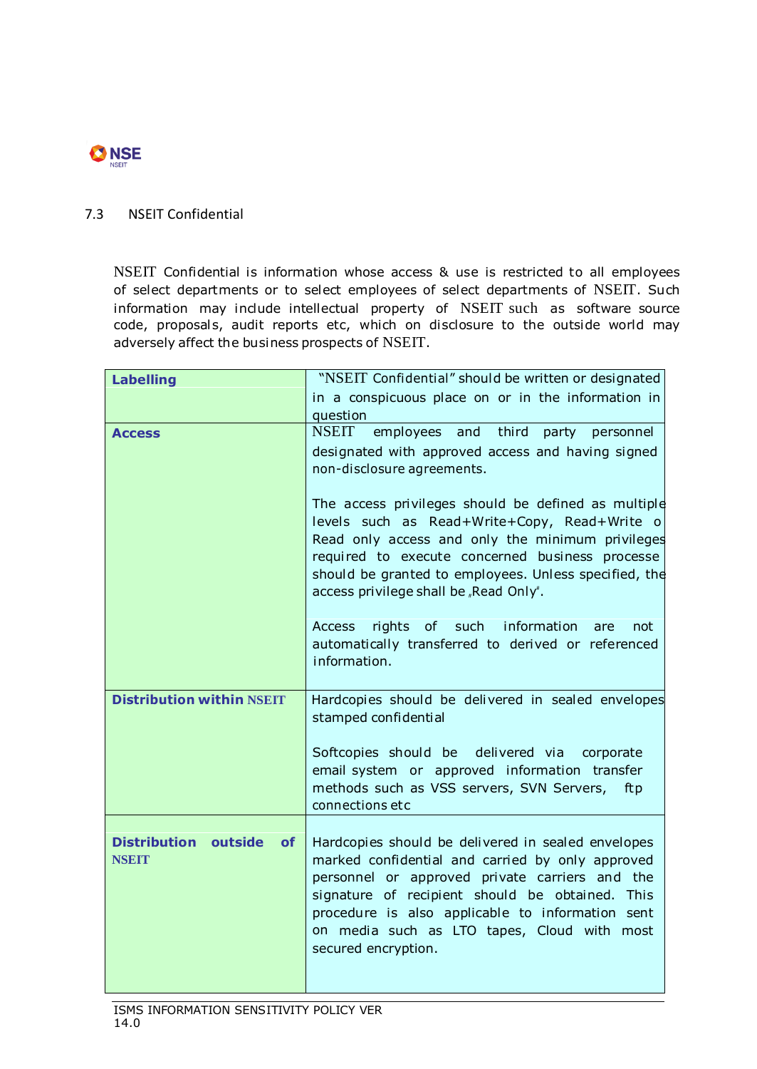## 7.3 NSEIT Confidential

NSEIT Confidential is information whose access & use is restricted to all employees of select departments or to select employees of select departments of NSEIT. Such information may include intellectual property of NSEIT such as software source code, proposals, audit reports etc, which on disclosure to the outside world may adversely affect the business prospects of NSEIT.

| | |
|---|---|
| **Labelling** | "NSEIT Confidential" should be written or designated in a conspicuous place on or in the information in question |
| **Access** | NSEIT employees and third party personnel designated with approved access and having signed non-disclosure agreements.<br><br>The access privileges should be defined as multiple levels such as Read+Write+Copy, Read+Write o Read only access and only the minimum privileges required to execute concerned business processe should be granted to employees. Unless specified, the access privilege shall be „Read Only".<br><br>Access rights of such information are not automatically transferred to derived or referenced information. |
| **Distribution within NSEIT** | Hardcopies should be delivered in sealed envelopes stamped confidential<br><br>Softcopies should be delivered via corporate email system or approved information transfer methods such as VSS servers, SVN Servers, ftp connections etc |
| **Distribution outside of NSEIT** | Hardcopies should be delivered in sealed envelopes marked confidential and carried by only approved personnel or approved private carriers and the signature of recipient should be obtained. This procedure is also applicable to information sent on media such as LTO tapes, Cloud with most secured encryption. |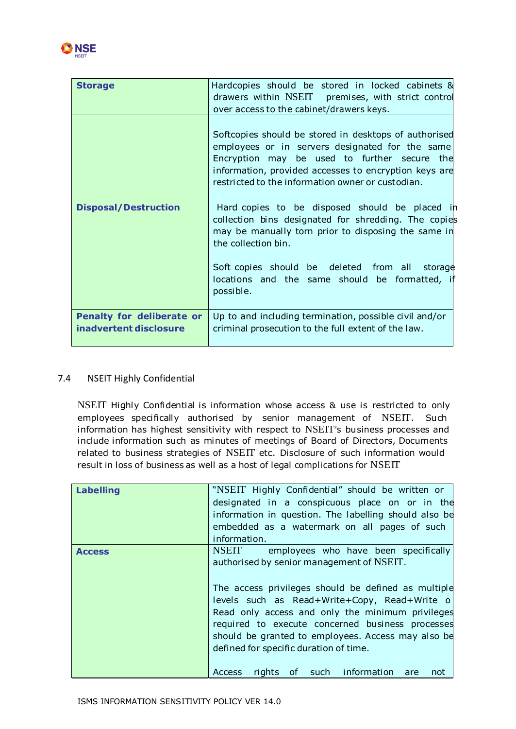| | |
|---|---|
| **Storage** | Hardcopies should be stored in locked cabinets & drawers within NSEIT premises, with strict control over access to the cabinet/drawers keys. |
| | Softcopies should be stored in desktops of authorised employees or in servers designated for the same Encryption may be used to further secure the information, provided accesses to encryption keys are restricted to the information owner or custodian. |
| **Disposal/Destruction** | Hard copies to be disposed should be placed in collection bins designated for shredding. The copies may be manually torn prior to disposing the same in the collection bin.<br><br>Soft copies should be deleted from all storage locations and the same should be formatted, if possible. |
| **Penalty for deliberate or inadvertent disclosure** | Up to and including termination, possible civil and/or criminal prosecution to the full extent of the law. |

## 7.4 NSEIT Highly Confidential

NSEIT Highly Confidential is information whose access & use is restricted to only employees specifically authorised by senior management of NSEIT. Such information has highest sensitivity with respect to NSEIT"s business processes and include information such as minutes of meetings of Board of Directors, Documents related to business strategies of NSEIT etc. Disclosure of such information would result in loss of business as well as a host of legal complications for NSEIT

| | |
|---|---|
| **Labelling** | "NSEIT Highly Confidential" should be written or designated in a conspicuous place on or in the information in question. The labelling should also be embedded as a watermark on all pages of such information. |
| **Access** | NSEIT employees who have been specifically authorised by senior management of NSEIT.<br><br>The access privileges should be defined as multiple levels such as Read+Write+Copy, Read+Write or Read only access and only the minimum privileges required to execute concerned business processes should be granted to employees. Access may also be defined for specific duration of time.<br><br>Access rights of such information are not |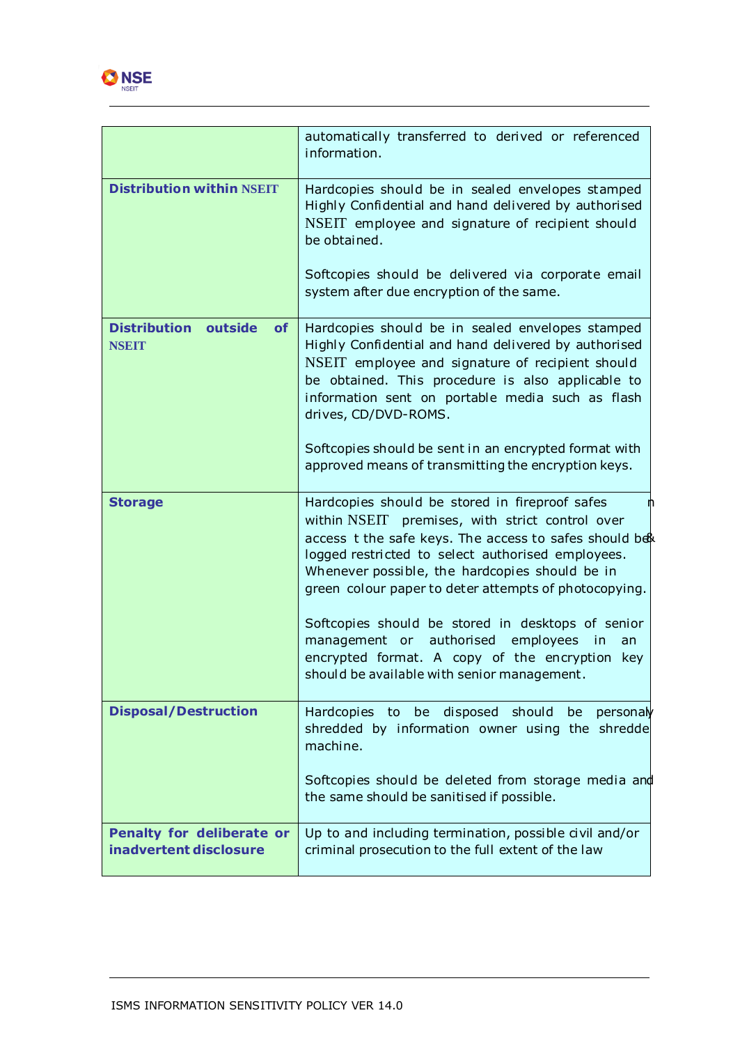| | |
|---|---|
| | automatically transferred to derived or referenced information. |
| **Distribution within NSEIT** | Hardcopies should be in sealed envelopes stamped Highly Confidential and hand delivered by authorised NSEIT employee and signature of recipient should be obtained.<br><br>Softcopies should be delivered via corporate email system after due encryption of the same. |
| **Distribution outside of NSEIT** | Hardcopies should be in sealed envelopes stamped Highly Confidential and hand delivered by authorised NSEIT employee and signature of recipient should be obtained. This procedure is also applicable to information sent on portable media such as flash drives, CD/DVD-ROMS.<br><br>Softcopies should be sent in an encrypted format with approved means of transmitting the encryption keys. |
| **Storage** | Hardcopies should be stored in fireproof safes n within NSEIT premises, with strict control over access t the safe keys. The access to safes should be& logged restricted to select authorised employees. Whenever possible, the hardcopies should be in green colour paper to deter attempts of photocopying.<br><br>Softcopies should be stored in desktops of senior management or authorised employees in an encrypted format. A copy of the encryption key should be available with senior management. |
| **Disposal/Destruction** | Hardcopies to be disposed should be personaly shredded by information owner using the shredde machine.<br><br>Softcopies should be deleted from storage media and the same should be sanitised if possible. |
| **Penalty for deliberate or inadvertent disclosure** | Up to and including termination, possible civil and/or criminal prosecution to the full extent of the law |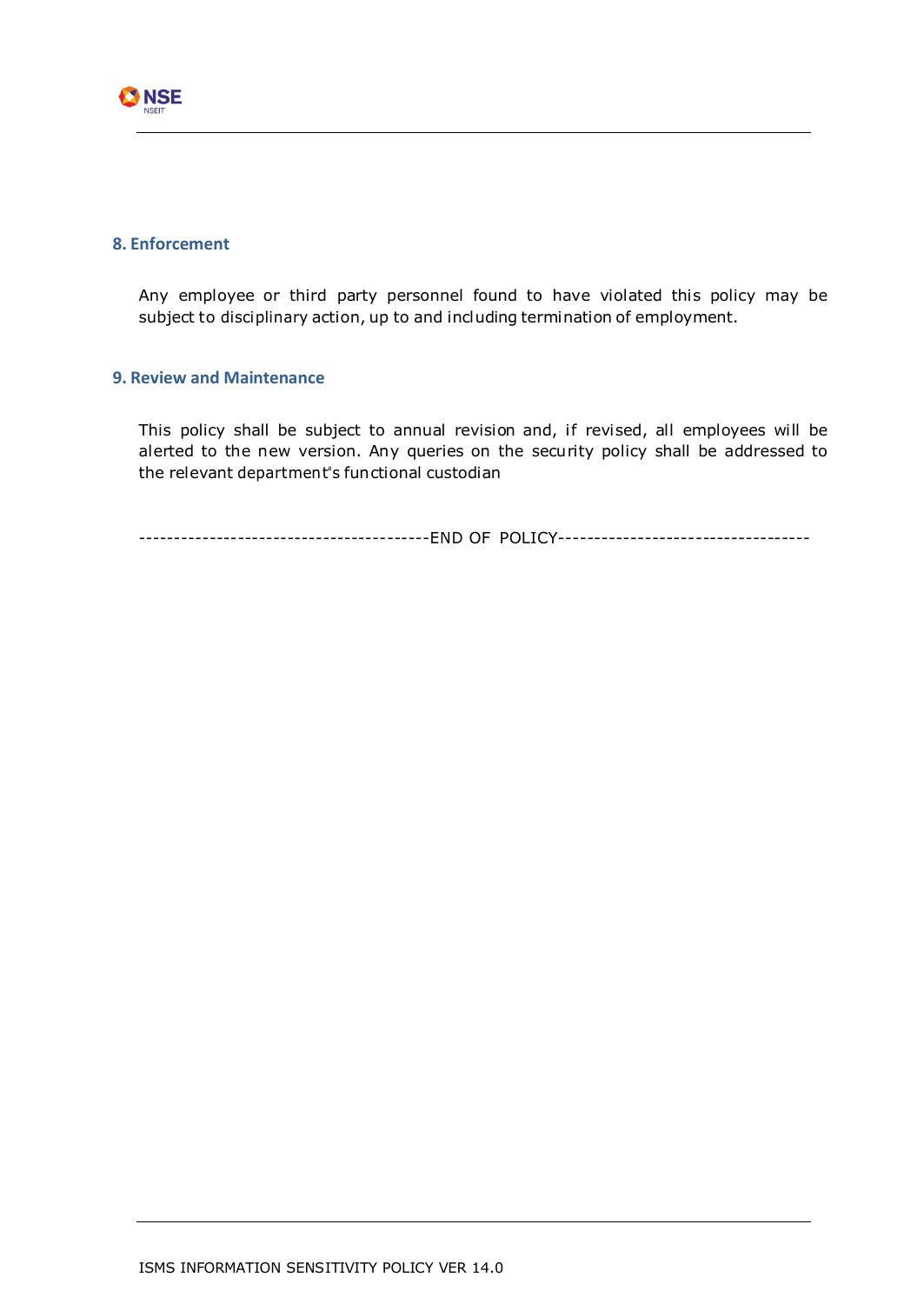## 8. Enforcement

Any employee or third party personnel found to have violated this policy may be subject to disciplinary action, up to and including termination of employment.

## 9. Review and Maintenance

This policy shall be subject to annual revision and, if revised, all employees will be alerted to the new version. Any queries on the security policy shall be addressed to the relevant department"s functional custodian

----------------------------------------END OF POLICY-----------------------------------